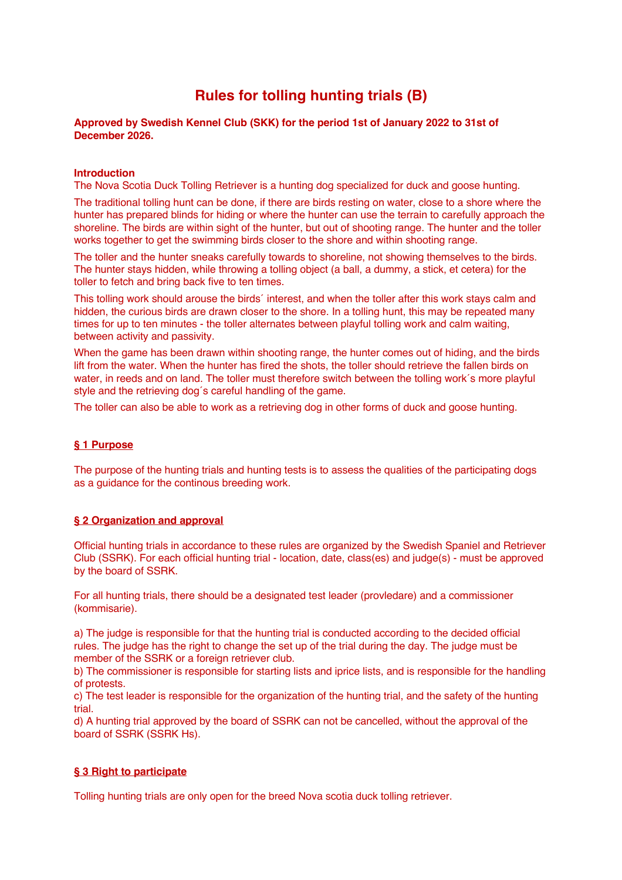# Rules for tolling hunting trials (B)

**Approved by Swedish Kennel Club (SKK) for the period 1st of January 2022 to 31st of December 2026.**

**Introduction**

The Nova Scotia Duck Tolling Retriever is a hunting dog specialized for duck and goose hunting.

The traditional tolling hunt can be done, if there are birds resting on water, close to a shore where the hunter has prepared blinds for hiding or where the hunter can use the terrain to carefully approach the shoreline. The birds are within sight of the hunter, but out of shooting range. The hunter and the toller works together to get the swimming birds closer to the shore and within shooting range.

The toller and the hunter sneaks carefully towards to shoreline, not showing themselves to the birds. The hunter stays hidden, while throwing a tolling object (a ball, a dummy, a stick, et cetera) for the toller to fetch and bring back five to ten times.

This tolling work should arouse the birds´ interest, and when the toller after this work stays calm and hidden, the curious birds are drawn closer to the shore. In a tolling hunt, this may be repeated many times for up to ten minutes - the toller alternates between playful tolling work and calm waiting, between activity and passivity.

When the game has been drawn within shooting range, the hunter comes out of hiding, and the birds lift from the water. When the hunter has fired the shots, the toller should retrieve the fallen birds on water, in reeds and on land. The toller must therefore switch between the tolling work´s more playful style and the retrieving dog´s careful handling of the game.

The toller can also be able to work as a retrieving dog in other forms of duck and goose hunting.

## § 1 Purpose

The purpose of the hunting trials and hunting tests is to assess the qualities of the participating dogs as a guidance for the continous breeding work.

## § 2 Organization and approval

Official hunting trials in accordance to these rules are organized by the Swedish Spaniel and Retriever Club (SSRK). For each official hunting trial - location, date, class(es) and judge(s) - must be approved by the board of SSRK.

For all hunting trials, there should be a designated test leader (provledare) and a commissioner (kommisarie).

a) The judge is responsible for that the hunting trial is conducted according to the decided official rules. The judge has the right to change the set up of the trial during the day. The judge must be member of the SSRK or a foreign retriever club.
b) The commissioner is responsible for starting lists and iprice lists, and is responsible for the handling of protests.
c) The test leader is responsible for the organization of the hunting trial, and the safety of the hunting trial.
d) A hunting trial approved by the board of SSRK can not be cancelled, without the approval of the board of SSRK (SSRK Hs).

## § 3 Right to participate

Tolling hunting trials are only open for the breed Nova scotia duck tolling retriever.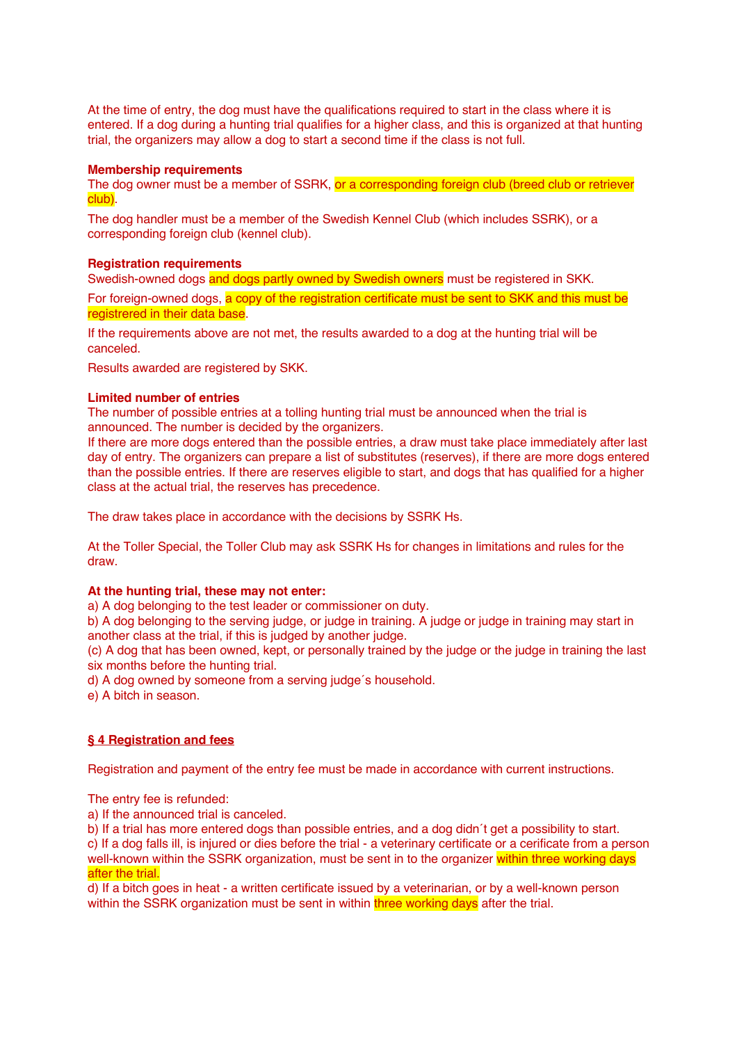At the time of entry, the dog must have the qualifications required to start in the class where it is entered. If a dog during a hunting trial qualifies for a higher class, and this is organized at that hunting trial, the organizers may allow a dog to start a second time if the class is not full.

**Membership requirements**

The dog owner must be a member of SSRK, or a corresponding foreign club (breed club or retriever club).

The dog handler must be a member of the Swedish Kennel Club (which includes SSRK), or a corresponding foreign club (kennel club).

**Registration requirements**

Swedish-owned dogs and dogs partly owned by Swedish owners must be registered in SKK.

For foreign-owned dogs, a copy of the registration certificate must be sent to SKK and this must be registrered in their data base.

If the requirements above are not met, the results awarded to a dog at the hunting trial will be canceled.

Results awarded are registered by SKK.

**Limited number of entries**

The number of possible entries at a tolling hunting trial must be announced when the trial is announced. The number is decided by the organizers.
If there are more dogs entered than the possible entries, a draw must take place immediately after last day of entry. The organizers can prepare a list of substitutes (reserves), if there are more dogs entered than the possible entries. If there are reserves eligible to start, and dogs that has qualified for a higher class at the actual trial, the reserves has precedence.

The draw takes place in accordance with the decisions by SSRK Hs.

At the Toller Special, the Toller Club may ask SSRK Hs for changes in limitations and rules for the draw.

**At the hunting trial, these may not enter:**

a) A dog belonging to the test leader or commissioner on duty.
b) A dog belonging to the serving judge, or judge in training. A judge or judge in training may start in another class at the trial, if this is judged by another judge.
(c) A dog that has been owned, kept, or personally trained by the judge or the judge in training the last six months before the hunting trial.
d) A dog owned by someone from a serving judge´s household.
e) A bitch in season.

## § 4 Registration and fees

Registration and payment of the entry fee must be made in accordance with current instructions.

The entry fee is refunded:
a) If the announced trial is canceled.
b) If a trial has more entered dogs than possible entries, and a dog didn´t get a possibility to start.
c) If a dog falls ill, is injured or dies before the trial - a veterinary certificate or a cerificate from a person well-known within the SSRK organization, must be sent in to the organizer within three working days after the trial.
d) If a bitch goes in heat - a written certificate issued by a veterinarian, or by a well-known person within the SSRK organization must be sent in within three working days after the trial.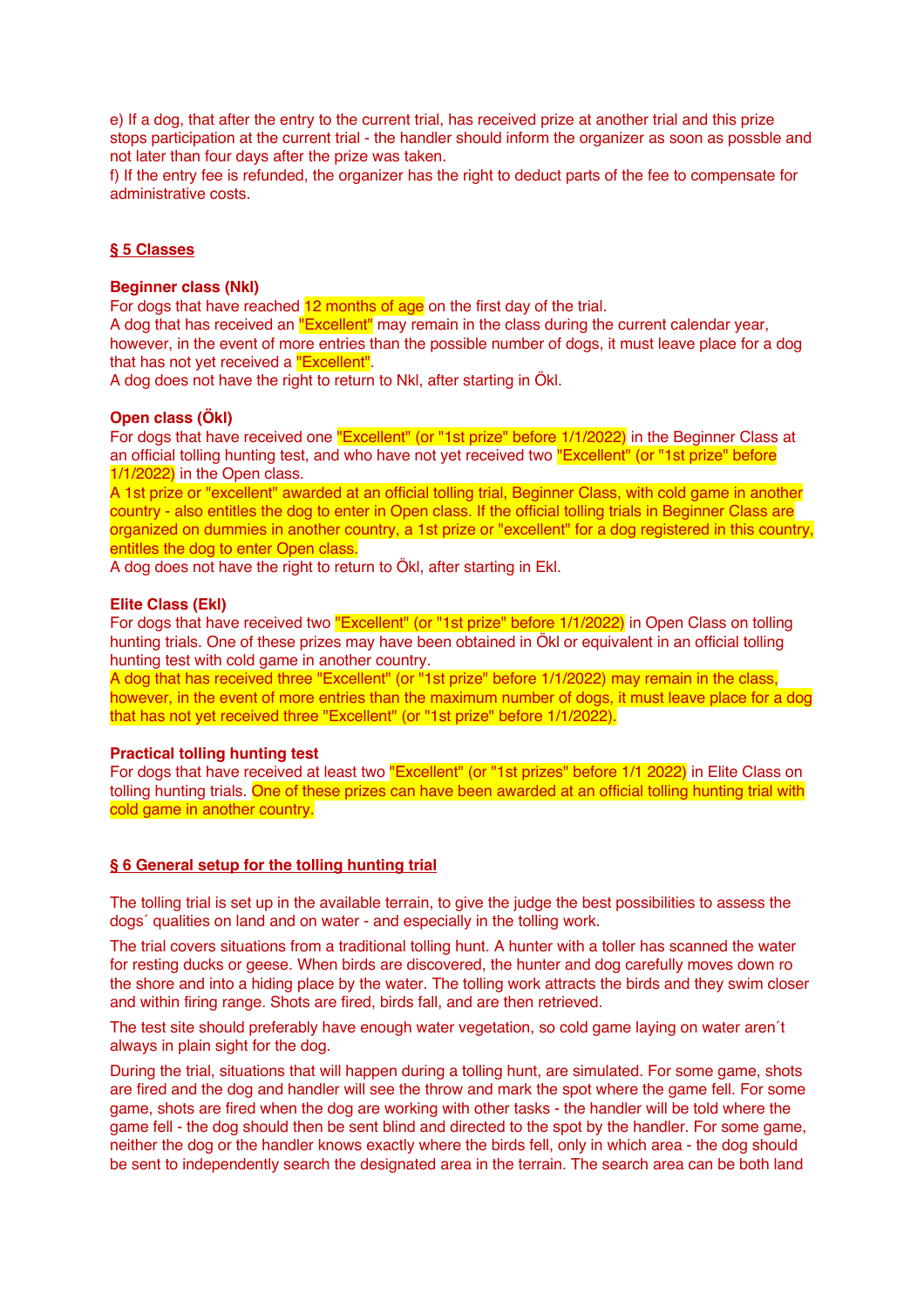e) If a dog, that after the entry to the current trial, has received prize at another trial and this prize stops participation at the current trial - the handler should inform the organizer as soon as possble and not later than four days after the prize was taken.
f) If the entry fee is refunded, the organizer has the right to deduct parts of the fee to compensate for administrative costs.

## § 5 Classes

### Beginner class (Nkl)

For dogs that have reached 12 months of age on the first day of the trial.
A dog that has received an "Excellent" may remain in the class during the current calendar year, however, in the event of more entries than the possible number of dogs, it must leave place for a dog that has not yet received a "Excellent".
A dog does not have the right to return to Nkl, after starting in Ökl.

### Open class (Ökl)

For dogs that have received one "Excellent" (or "1st prize" before 1/1/2022) in the Beginner Class at an official tolling hunting test, and who have not yet received two "Excellent" (or "1st prize" before 1/1/2022) in the Open class.
A 1st prize or "excellent" awarded at an official tolling trial, Beginner Class, with cold game in another country - also entitles the dog to enter in Open class. If the official tolling trials in Beginner Class are organized on dummies in another country, a 1st prize or "excellent" for a dog registered in this country, entitles the dog to enter Open class.
A dog does not have the right to return to Ökl, after starting in Ekl.

### Elite Class (Ekl)

For dogs that have received two "Excellent" (or "1st prize" before 1/1/2022) in Open Class on tolling hunting trials. One of these prizes may have been obtained in Ökl or equivalent in an official tolling hunting test with cold game in another country.
A dog that has received three "Excellent" (or "1st prize" before 1/1/2022) may remain in the class, however, in the event of more entries than the maximum number of dogs, it must leave place for a dog that has not yet received three "Excellent" (or "1st prize" before 1/1/2022).

### Practical tolling hunting test

For dogs that have received at least two "Excellent" (or "1st prizes" before 1/1 2022) in Elite Class on tolling hunting trials. One of these prizes can have been awarded at an official tolling hunting trial with cold game in another country.

## § 6 General setup for the tolling hunting trial

The tolling trial is set up in the available terrain, to give the judge the best possibilities to assess the dogs´ qualities on land and on water - and especially in the tolling work.

The trial covers situations from a traditional tolling hunt. A hunter with a toller has scanned the water for resting ducks or geese. When birds are discovered, the hunter and dog carefully moves down ro the shore and into a hiding place by the water. The tolling work attracts the birds and they swim closer and within firing range. Shots are fired, birds fall, and are then retrieved.

The test site should preferably have enough water vegetation, so cold game laying on water aren´t always in plain sight for the dog.

During the trial, situations that will happen during a tolling hunt, are simulated. For some game, shots are fired and the dog and handler will see the throw and mark the spot where the game fell. For some game, shots are fired when the dog are working with other tasks - the handler will be told where the game fell - the dog should then be sent blind and directed to the spot by the handler. For some game, neither the dog or the handler knows exactly where the birds fell, only in which area - the dog should be sent to independently search the designated area in the terrain. The search area can be both land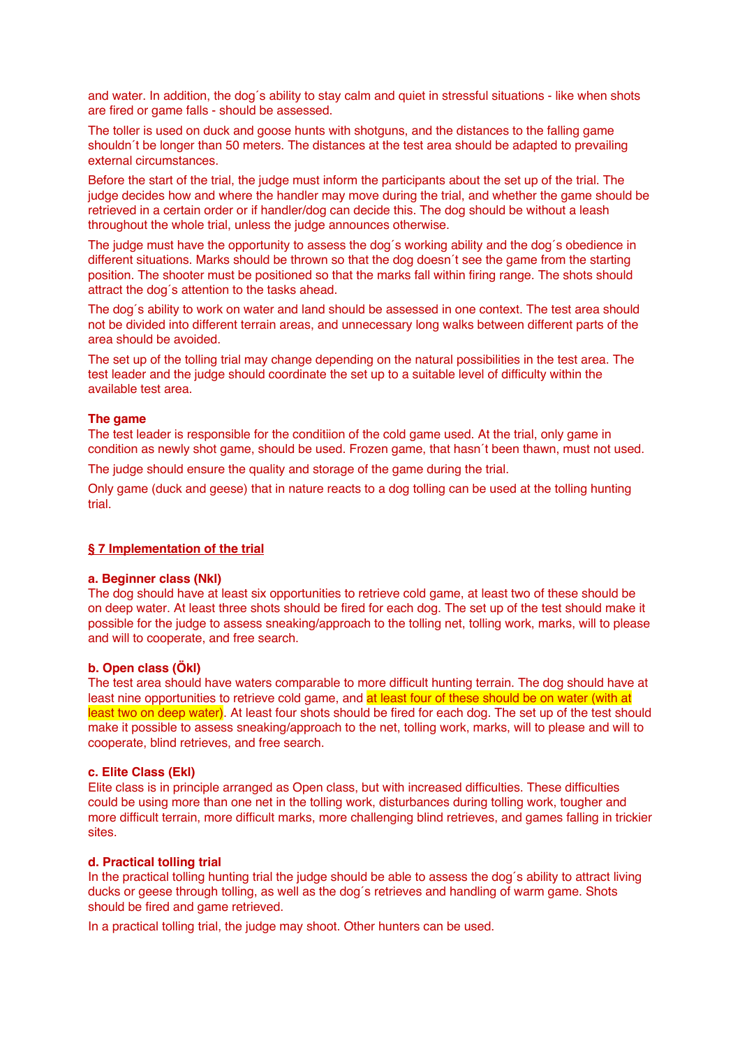and water. In addition, the dog´s ability to stay calm and quiet in stressful situations - like when shots are fired or game falls - should be assessed.

The toller is used on duck and goose hunts with shotguns, and the distances to the falling game shouldn´t be longer than 50 meters. The distances at the test area should be adapted to prevailing external circumstances.

Before the start of the trial, the judge must inform the participants about the set up of the trial. The judge decides how and where the handler may move during the trial, and whether the game should be retrieved in a certain order or if handler/dog can decide this. The dog should be without a leash throughout the whole trial, unless the judge announces otherwise.

The judge must have the opportunity to assess the dog´s working ability and the dog´s obedience in different situations. Marks should be thrown so that the dog doesn´t see the game from the starting position. The shooter must be positioned so that the marks fall within firing range. The shots should attract the dog´s attention to the tasks ahead.

The dog´s ability to work on water and land should be assessed in one context. The test area should not be divided into different terrain areas, and unnecessary long walks between different parts of the area should be avoided.

The set up of the tolling trial may change depending on the natural possibilities in the test area. The test leader and the judge should coordinate the set up to a suitable level of difficulty within the available test area.

**The game**

The test leader is responsible for the conditiion of the cold game used. At the trial, only game in condition as newly shot game, should be used. Frozen game, that hasn´t been thawn, must not used.

The judge should ensure the quality and storage of the game during the trial.

Only game (duck and geese) that in nature reacts to a dog tolling can be used at the tolling hunting trial.

## § 7 Implementation of the trial

**a. Beginner class (Nkl)**

The dog should have at least six opportunities to retrieve cold game, at least two of these should be on deep water. At least three shots should be fired for each dog. The set up of the test should make it possible for the judge to assess sneaking/approach to the tolling net, tolling work, marks, will to please and will to cooperate, and free search.

**b. Open class (Ökl)**

The test area should have waters comparable to more difficult hunting terrain. The dog should have at least nine opportunities to retrieve cold game, and at least four of these should be on water (with at least two on deep water). At least four shots should be fired for each dog. The set up of the test should make it possible to assess sneaking/approach to the net, tolling work, marks, will to please and will to cooperate, blind retrieves, and free search.

**c. Elite Class (Ekl)**

Elite class is in principle arranged as Open class, but with increased difficulties. These difficulties could be using more than one net in the tolling work, disturbances during tolling work, tougher and more difficult terrain, more difficult marks, more challenging blind retrieves, and games falling in trickier sites.

**d. Practical tolling trial**

In the practical tolling hunting trial the judge should be able to assess the dog´s ability to attract living ducks or geese through tolling, as well as the dog´s retrieves and handling of warm game. Shots should be fired and game retrieved.

In a practical tolling trial, the judge may shoot. Other hunters can be used.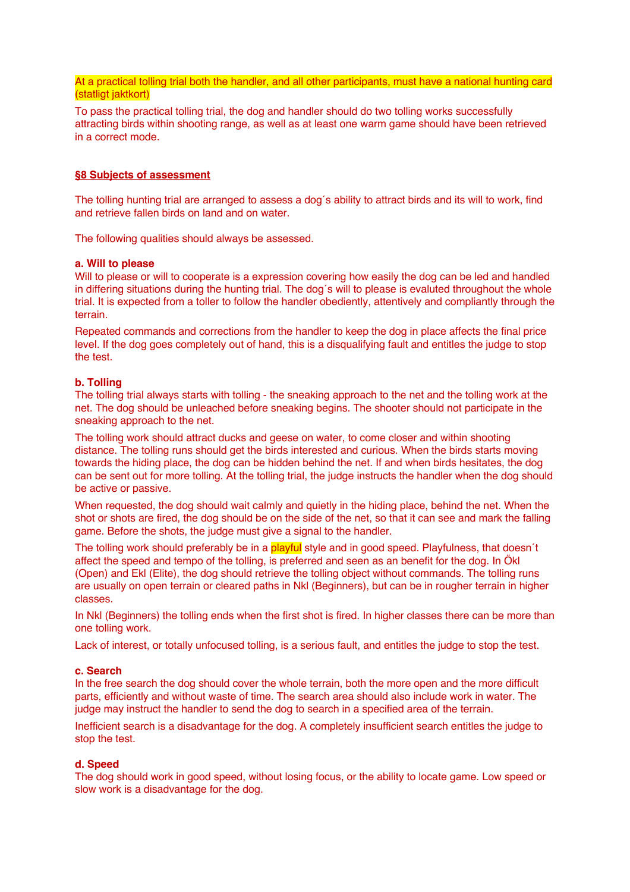At a practical tolling trial both the handler, and all other participants, must have a national hunting card (statligt jaktkort)

To pass the practical tolling trial, the dog and handler should do two tolling works successfully attracting birds within shooting range, as well as at least one warm game should have been retrieved in a correct mode.

## §8 Subjects of assessment

The tolling hunting trial are arranged to assess a dog´s ability to attract birds and its will to work, find and retrieve fallen birds on land and on water.

The following qualities should always be assessed.

### a. Will to please

Will to please or will to cooperate is a expression covering how easily the dog can be led and handled in differing situations during the hunting trial. The dog´s will to please is evaluted throughout the whole trial. It is expected from a toller to follow the handler obediently, attentively and compliantly through the terrain.

Repeated commands and corrections from the handler to keep the dog in place affects the final price level. If the dog goes completely out of hand, this is a disqualifying fault and entitles the judge to stop the test.

### b. Tolling

The tolling trial always starts with tolling - the sneaking approach to the net and the tolling work at the net. The dog should be unleached before sneaking begins. The shooter should not participate in the sneaking approach to the net.

The tolling work should attract ducks and geese on water, to come closer and within shooting distance. The tolling runs should get the birds interested and curious. When the birds starts moving towards the hiding place, the dog can be hidden behind the net. If and when birds hesitates, the dog can be sent out for more tolling. At the tolling trial, the judge instructs the handler when the dog should be active or passive.

When requested, the dog should wait calmly and quietly in the hiding place, behind the net. When the shot or shots are fired, the dog should be on the side of the net, so that it can see and mark the falling game. Before the shots, the judge must give a signal to the handler.

The tolling work should preferably be in a playful style and in good speed. Playfulness, that doesn´t affect the speed and tempo of the tolling, is preferred and seen as an benefit for the dog. In Ökl (Open) and Ekl (Elite), the dog should retrieve the tolling object without commands. The tolling runs are usually on open terrain or cleared paths in Nkl (Beginners), but can be in rougher terrain in higher classes.

In Nkl (Beginners) the tolling ends when the first shot is fired. In higher classes there can be more than one tolling work.

Lack of interest, or totally unfocused tolling, is a serious fault, and entitles the judge to stop the test.

### c. Search

In the free search the dog should cover the whole terrain, both the more open and the more difficult parts, efficiently and without waste of time. The search area should also include work in water. The judge may instruct the handler to send the dog to search in a specified area of the terrain.

Inefficient search is a disadvantage for the dog. A completely insufficient search entitles the judge to stop the test.

### d. Speed

The dog should work in good speed, without losing focus, or the ability to locate game. Low speed or slow work is a disadvantage for the dog.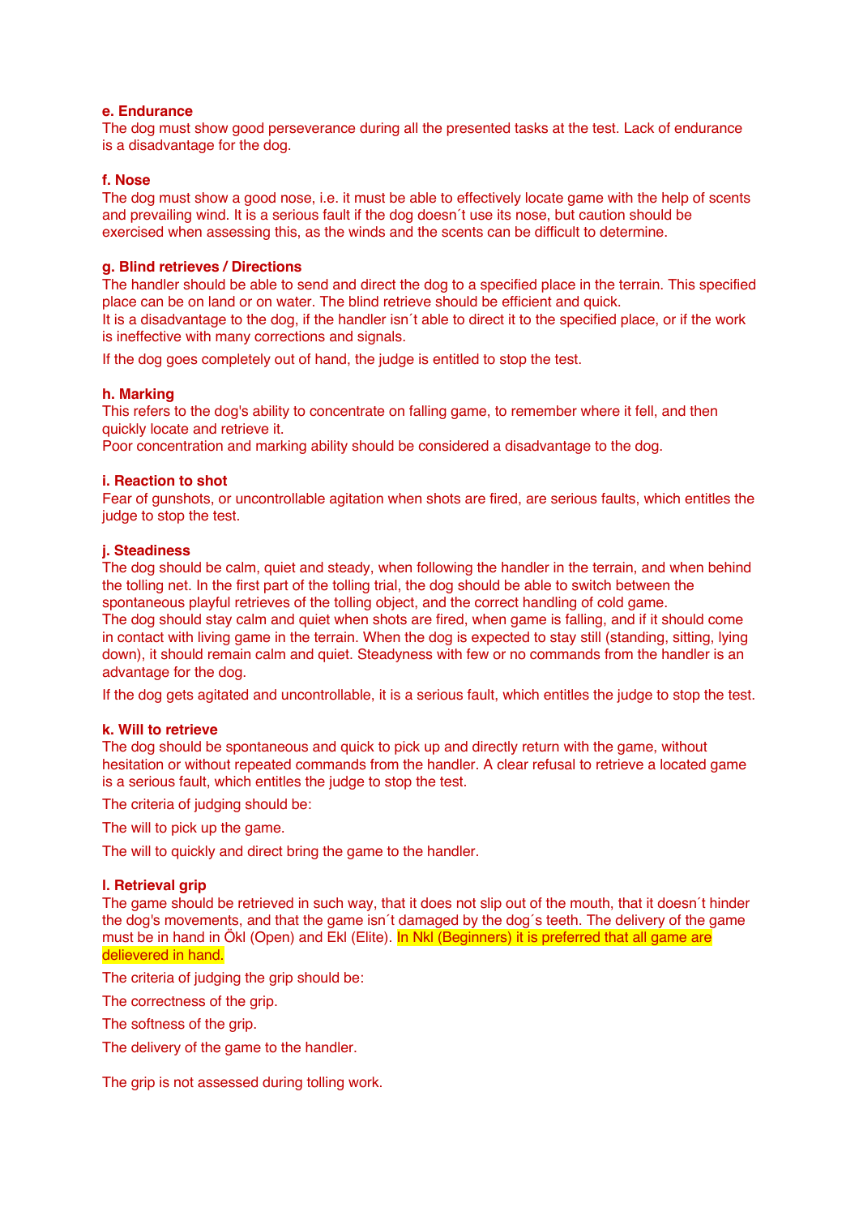**e. Endurance**

The dog must show good perseverance during all the presented tasks at the test. Lack of endurance is a disadvantage for the dog.

**f. Nose**

The dog must show a good nose, i.e. it must be able to effectively locate game with the help of scents and prevailing wind. It is a serious fault if the dog doesn´t use its nose, but caution should be exercised when assessing this, as the winds and the scents can be difficult to determine.

**g. Blind retrieves / Directions**

The handler should be able to send and direct the dog to a specified place in the terrain. This specified place can be on land or on water. The blind retrieve should be efficient and quick.
It is a disadvantage to the dog, if the handler isn´t able to direct it to the specified place, or if the work is ineffective with many corrections and signals.

If the dog goes completely out of hand, the judge is entitled to stop the test.

**h. Marking**

This refers to the dog's ability to concentrate on falling game, to remember where it fell, and then quickly locate and retrieve it.
Poor concentration and marking ability should be considered a disadvantage to the dog.

**i. Reaction to shot**

Fear of gunshots, or uncontrollable agitation when shots are fired, are serious faults, which entitles the judge to stop the test.

**j. Steadiness**

The dog should be calm, quiet and steady, when following the handler in the terrain, and when behind the tolling net. In the first part of the tolling trial, the dog should be able to switch between the spontaneous playful retrieves of the tolling object, and the correct handling of cold game.
The dog should stay calm and quiet when shots are fired, when game is falling, and if it should come in contact with living game in the terrain. When the dog is expected to stay still (standing, sitting, lying down), it should remain calm and quiet. Steadyness with few or no commands from the handler is an advantage for the dog.

If the dog gets agitated and uncontrollable, it is a serious fault, which entitles the judge to stop the test.

**k. Will to retrieve**

The dog should be spontaneous and quick to pick up and directly return with the game, without hesitation or without repeated commands from the handler. A clear refusal to retrieve a located game is a serious fault, which entitles the judge to stop the test.

The criteria of judging should be:

The will to pick up the game.

The will to quickly and direct bring the game to the handler.

**l. Retrieval grip**

The game should be retrieved in such way, that it does not slip out of the mouth, that it doesn´t hinder the dog's movements, and that the game isn´t damaged by the dog´s teeth. The delivery of the game must be in hand in Ökl (Open) and Ekl (Elite). In Nkl (Beginners) it is preferred that all game are delievered in hand.

The criteria of judging the grip should be:

The correctness of the grip.

The softness of the grip.

The delivery of the game to the handler.

The grip is not assessed during tolling work.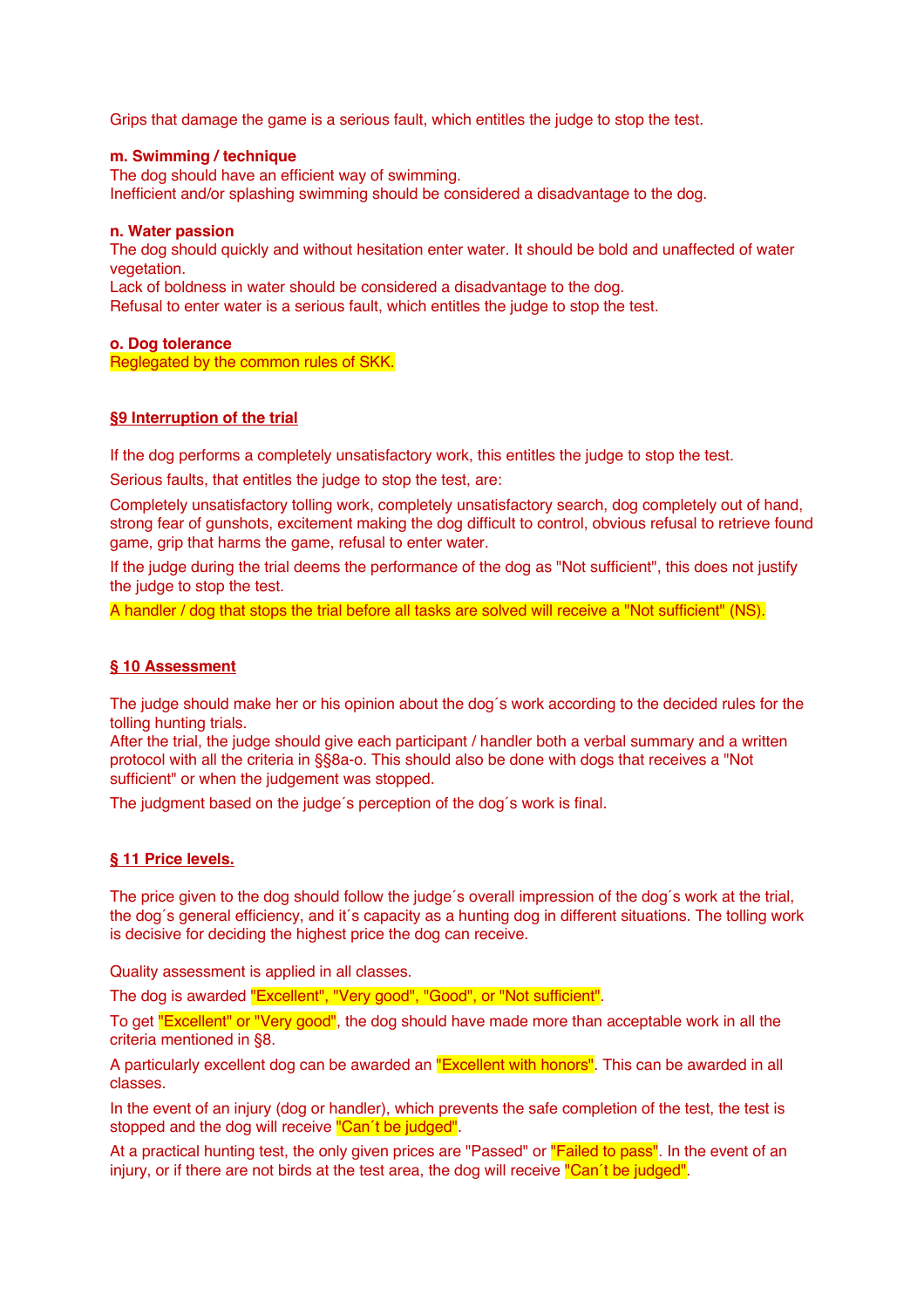Grips that damage the game is a serious fault, which entitles the judge to stop the test.

**m. Swimming / technique**
The dog should have an efficient way of swimming.
Inefficient and/or splashing swimming should be considered a disadvantage to the dog.

**n. Water passion**
The dog should quickly and without hesitation enter water. It should be bold and unaffected of water vegetation.
Lack of boldness in water should be considered a disadvantage to the dog.
Refusal to enter water is a serious fault, which entitles the judge to stop the test.

**o. Dog tolerance**
Reglegated by the common rules of SKK.

## §9 Interruption of the trial

If the dog performs a completely unsatisfactory work, this entitles the judge to stop the test.

Serious faults, that entitles the judge to stop the test, are:

Completely unsatisfactory tolling work, completely unsatisfactory search, dog completely out of hand, strong fear of gunshots, excitement making the dog difficult to control, obvious refusal to retrieve found game, grip that harms the game, refusal to enter water.

If the judge during the trial deems the performance of the dog as "Not sufficient", this does not justify the judge to stop the test.

A handler / dog that stops the trial before all tasks are solved will receive a "Not sufficient" (NS).

## § 10 Assessment

The judge should make her or his opinion about the dog´s work according to the decided rules for the tolling hunting trials.
After the trial, the judge should give each participant / handler both a verbal summary and a written protocol with all the criteria in §§8a-o. This should also be done with dogs that receives a "Not sufficient" or when the judgement was stopped.

The judgment based on the judge´s perception of the dog´s work is final.

## § 11 Price levels.

The price given to the dog should follow the judge´s overall impression of the dog´s work at the trial, the dog´s general efficiency, and it´s capacity as a hunting dog in different situations. The tolling work is decisive for deciding the highest price the dog can receive.

Quality assessment is applied in all classes.

The dog is awarded "Excellent", "Very good", "Good", or "Not sufficient".

To get "Excellent" or "Very good", the dog should have made more than acceptable work in all the criteria mentioned in §8.

A particularly excellent dog can be awarded an "Excellent with honors". This can be awarded in all classes.

In the event of an injury (dog or handler), which prevents the safe completion of the test, the test is stopped and the dog will receive "Can´t be judged".

At a practical hunting test, the only given prices are "Passed" or "Failed to pass". In the event of an injury, or if there are not birds at the test area, the dog will receive "Can´t be judged".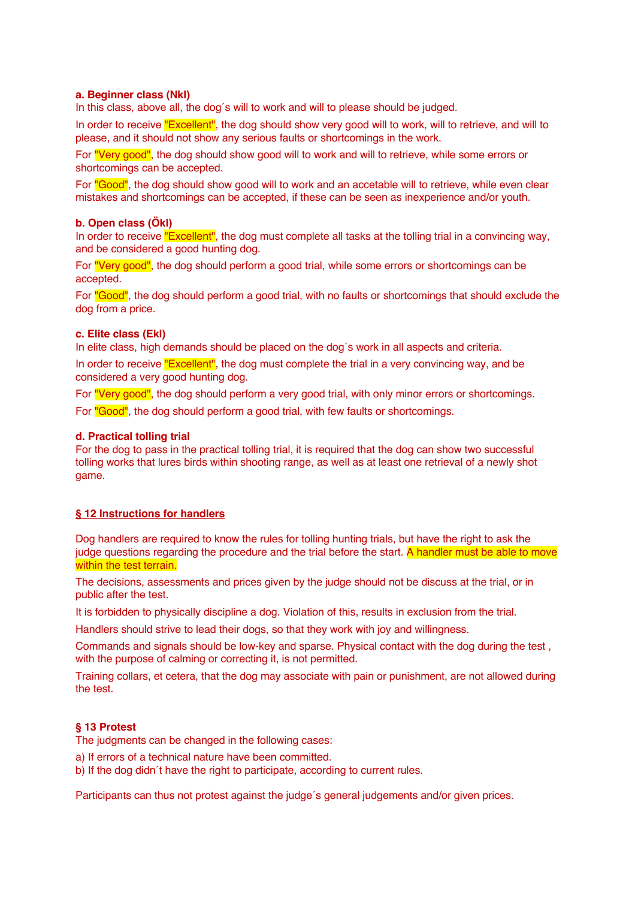**a. Beginner class (Nkl)**
In this class, above all, the dog´s will to work and will to please should be judged.

In order to receive "Excellent", the dog should show very good will to work, will to retrieve, and will to please, and it should not show any serious faults or shortcomings in the work.

For "Very good", the dog should show good will to work and will to retrieve, while some errors or shortcomings can be accepted.

For "Good", the dog should show good will to work and an accetable will to retrieve, while even clear mistakes and shortcomings can be accepted, if these can be seen as inexperience and/or youth.

**b. Open class (Ökl)**
In order to receive "Excellent", the dog must complete all tasks at the tolling trial in a convincing way, and be considered a good hunting dog.

For "Very good", the dog should perform a good trial, while some errors or shortcomings can be accepted.

For "Good", the dog should perform a good trial, with no faults or shortcomings that should exclude the dog from a price.

**c. Elite class (Ekl)**
In elite class, high demands should be placed on the dog´s work in all aspects and criteria.

In order to receive "Excellent", the dog must complete the trial in a very convincing way, and be considered a very good hunting dog.

For "Very good", the dog should perform a very good trial, with only minor errors or shortcomings.

For "Good", the dog should perform a good trial, with few faults or shortcomings.

**d. Practical tolling trial**
For the dog to pass in the practical tolling trial, it is required that the dog can show two successful tolling works that lures birds within shooting range, as well as at least one retrieval of a newly shot game.

## § 12 Instructions for handlers

Dog handlers are required to know the rules for tolling hunting trials, but have the right to ask the judge questions regarding the procedure and the trial before the start. A handler must be able to move within the test terrain.

The decisions, assessments and prices given by the judge should not be discuss at the trial, or in public after the test.

It is forbidden to physically discipline a dog. Violation of this, results in exclusion from the trial.

Handlers should strive to lead their dogs, so that they work with joy and willingness.

Commands and signals should be low-key and sparse. Physical contact with the dog during the test , with the purpose of calming or correcting it, is not permitted.

Training collars, et cetera, that the dog may associate with pain or punishment, are not allowed during the test.

## § 13 Protest

The judgments can be changed in the following cases:

a) If errors of a technical nature have been committed.
b) If the dog didn´t have the right to participate, according to current rules.

Participants can thus not protest against the judge´s general judgements and/or given prices.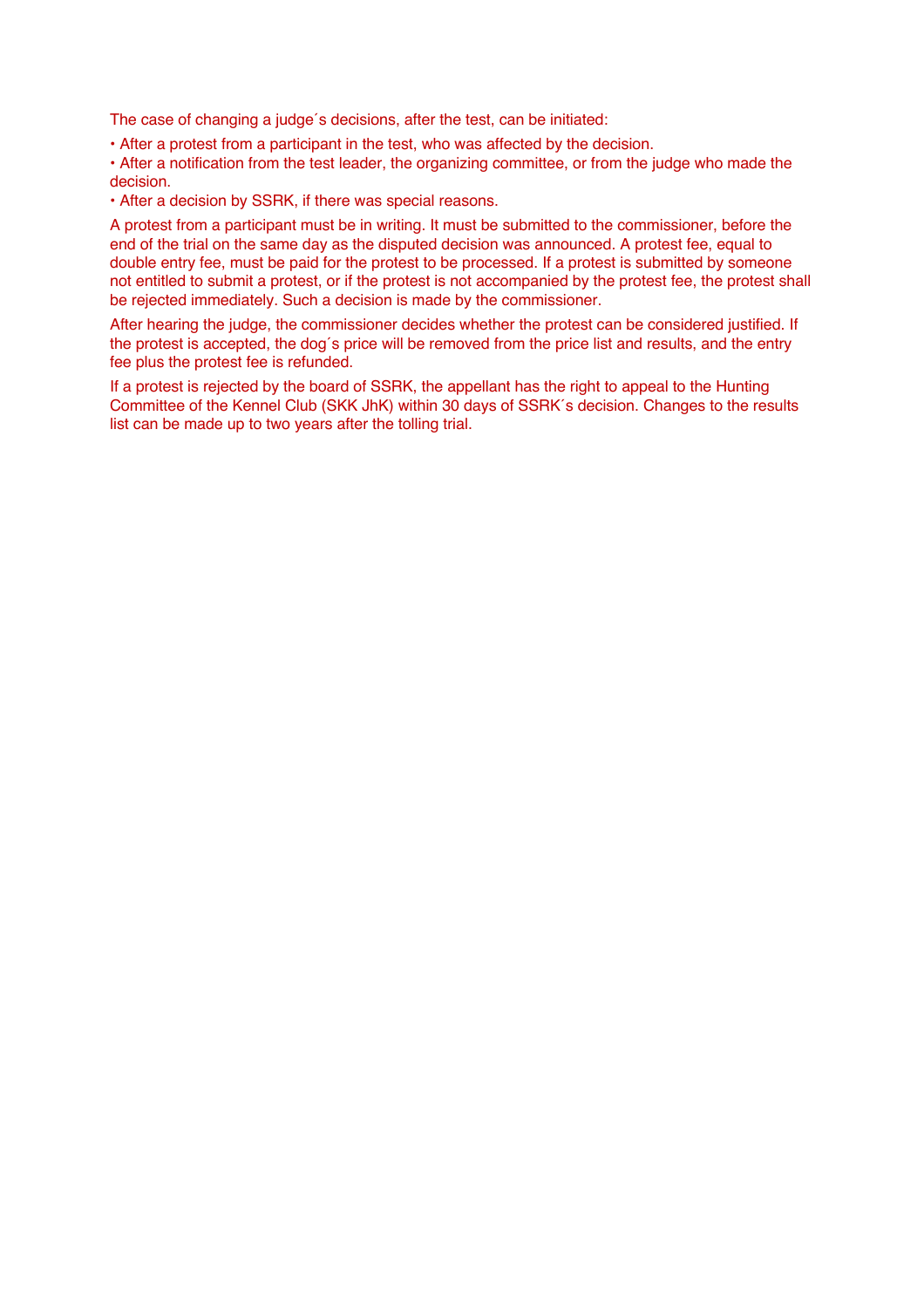The case of changing a judge´s decisions, after the test, can be initiated:

- After a protest from a participant in the test, who was affected by the decision.
- After a notification from the test leader, the organizing committee, or from the judge who made the decision.
- After a decision by SSRK, if there was special reasons.

A protest from a participant must be in writing. It must be submitted to the commissioner, before the end of the trial on the same day as the disputed decision was announced. A protest fee, equal to double entry fee, must be paid for the protest to be processed. If a protest is submitted by someone not entitled to submit a protest, or if the protest is not accompanied by the protest fee, the protest shall be rejected immediately. Such a decision is made by the commissioner.

After hearing the judge, the commissioner decides whether the protest can be considered justified. If the protest is accepted, the dog´s price will be removed from the price list and results, and the entry fee plus the protest fee is refunded.

If a protest is rejected by the board of SSRK, the appellant has the right to appeal to the Hunting Committee of the Kennel Club (SKK JhK) within 30 days of SSRK´s decision. Changes to the results list can be made up to two years after the tolling trial.